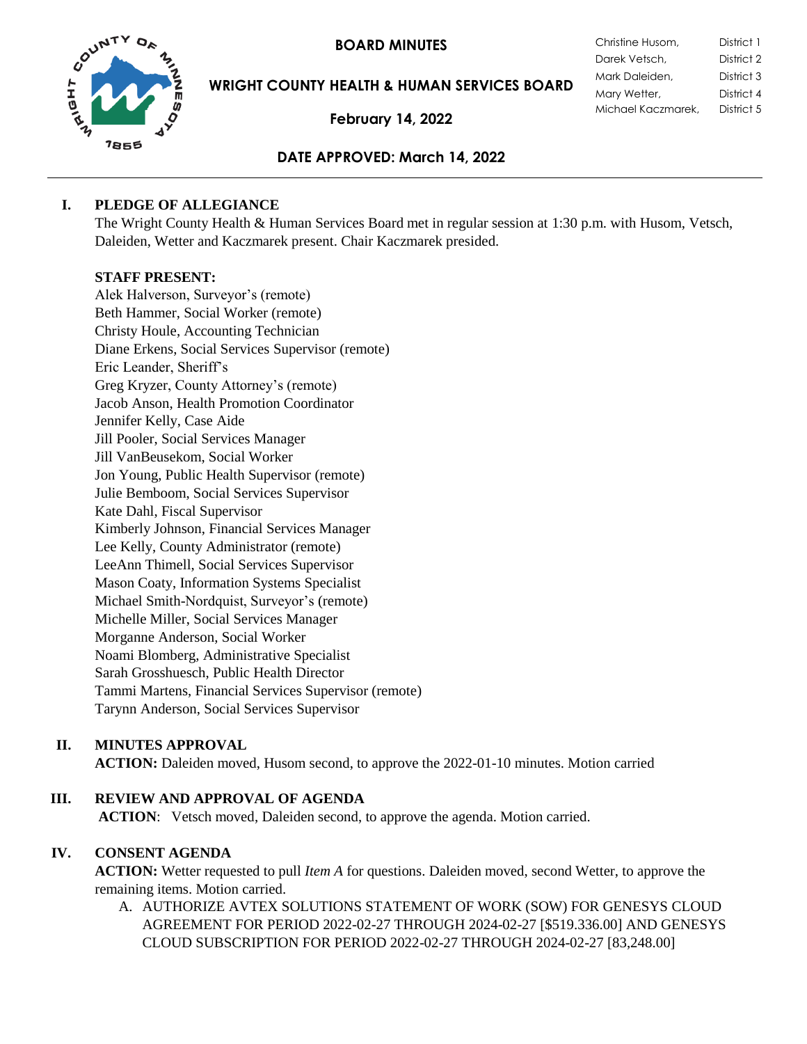# BOARD MINUTES

## WRIGHT COUNTY HEALTH & HUMAN SERVICES BOARD

**February 14, 2022**

| | |
|---|---|
| Christine Husom, | District 1 |
| Darek Vetsch, | District 2 |
| Mark Daleiden, | District 3 |
| Mary Wetter, | District 4 |
| Michael Kaczmarek, | District 5 |

**DATE APPROVED: March 14, 2022**

---

## I. PLEDGE OF ALLEGIANCE

The Wright County Health & Human Services Board met in regular session at 1:30 p.m. with Husom, Vetsch, Daleiden, Wetter and Kaczmarek present. Chair Kaczmarek presided.

**STAFF PRESENT:**

Alek Halverson, Surveyor's (remote)
Beth Hammer, Social Worker (remote)
Christy Houle, Accounting Technician
Diane Erkens, Social Services Supervisor (remote)
Eric Leander, Sheriff's
Greg Kryzer, County Attorney's (remote)
Jacob Anson, Health Promotion Coordinator
Jennifer Kelly, Case Aide
Jill Pooler, Social Services Manager
Jill VanBeusekom, Social Worker
Jon Young, Public Health Supervisor (remote)
Julie Bemboom, Social Services Supervisor
Kate Dahl, Fiscal Supervisor
Kimberly Johnson, Financial Services Manager
Lee Kelly, County Administrator (remote)
LeeAnn Thimell, Social Services Supervisor
Mason Coaty, Information Systems Specialist
Michael Smith-Nordquist, Surveyor's (remote)
Michelle Miller, Social Services Manager
Morganne Anderson, Social Worker
Noami Blomberg, Administrative Specialist
Sarah Grosshuesch, Public Health Director
Tammi Martens, Financial Services Supervisor (remote)
Tarynn Anderson, Social Services Supervisor

## II. MINUTES APPROVAL

**ACTION:** Daleiden moved, Husom second, to approve the 2022-01-10 minutes. Motion carried

## III. REVIEW AND APPROVAL OF AGENDA

**ACTION**: Vetsch moved, Daleiden second, to approve the agenda. Motion carried.

## IV. CONSENT AGENDA

**ACTION:** Wetter requested to pull *Item A* for questions. Daleiden moved, second Wetter, to approve the remaining items. Motion carried.

A. AUTHORIZE AVTEX SOLUTIONS STATEMENT OF WORK (SOW) FOR GENESYS CLOUD AGREEMENT FOR PERIOD 2022-02-27 THROUGH 2024-02-27 [$519.336.00] AND GENESYS CLOUD SUBSCRIPTION FOR PERIOD 2022-02-27 THROUGH 2024-02-27 [83,248.00]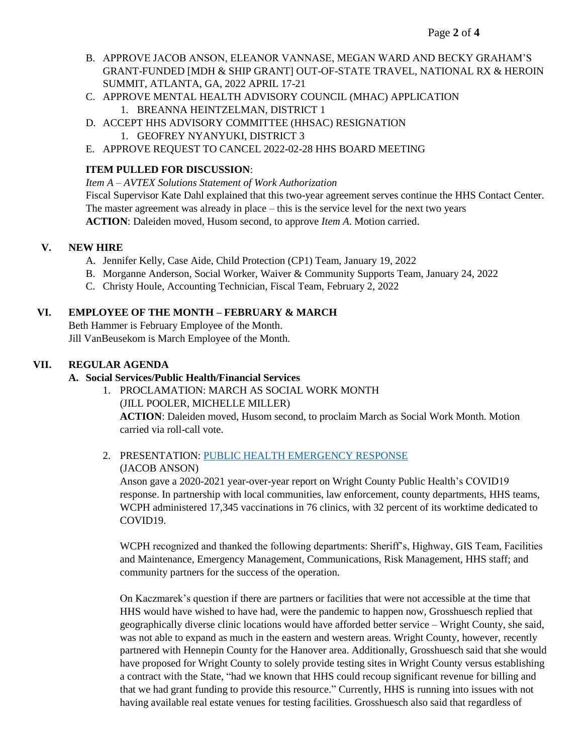B. APPROVE JACOB ANSON, ELEANOR VANNASE, MEGAN WARD AND BECKY GRAHAM'S GRANT-FUNDED [MDH & SHIP GRANT] OUT-OF-STATE TRAVEL, NATIONAL RX & HEROIN SUMMIT, ATLANTA, GA, 2022 APRIL 17-21

C. APPROVE MENTAL HEALTH ADVISORY COUNCIL (MHAC) APPLICATION
   1. BREANNA HEINTZELMAN, DISTRICT 1

D. ACCEPT HHS ADVISORY COMMITTEE (HHSAC) RESIGNATION
   1. GEOFREY NYANYUKI, DISTRICT 3

E. APPROVE REQUEST TO CANCEL 2022-02-28 HHS BOARD MEETING

**ITEM PULLED FOR DISCUSSION**:

*Item A – AVTEX Solutions Statement of Work Authorization*

Fiscal Supervisor Kate Dahl explained that this two-year agreement serves continue the HHS Contact Center. The master agreement was already in place – this is the service level for the next two years

**ACTION**: Daleiden moved, Husom second, to approve *Item A*. Motion carried.

## V. NEW HIRE

A. Jennifer Kelly, Case Aide, Child Protection (CP1) Team, January 19, 2022

B. Morganne Anderson, Social Worker, Waiver & Community Supports Team, January 24, 2022

C. Christy Houle, Accounting Technician, Fiscal Team, February 2, 2022

## VI. EMPLOYEE OF THE MONTH – FEBRUARY & MARCH

Beth Hammer is February Employee of the Month.
Jill VanBeusekom is March Employee of the Month.

## VII. REGULAR AGENDA

### A. Social Services/Public Health/Financial Services

1. PROCLAMATION: MARCH AS SOCIAL WORK MONTH
   (JILL POOLER, MICHELLE MILLER)
   **ACTION**: Daleiden moved, Husom second, to proclaim March as Social Work Month. Motion carried via roll-call vote.

2. PRESENTATION: PUBLIC HEALTH EMERGENCY RESPONSE
   (JACOB ANSON)
   Anson gave a 2020-2021 year-over-year report on Wright County Public Health's COVID19 response. In partnership with local communities, law enforcement, county departments, HHS teams, WCPH administered 17,345 vaccinations in 76 clinics, with 32 percent of its worktime dedicated to COVID19.

   WCPH recognized and thanked the following departments: Sheriff's, Highway, GIS Team, Facilities and Maintenance, Emergency Management, Communications, Risk Management, HHS staff; and community partners for the success of the operation.

   On Kaczmarek's question if there are partners or facilities that were not accessible at the time that HHS would have wished to have had, were the pandemic to happen now, Grosshuesch replied that geographically diverse clinic locations would have afforded better service – Wright County, she said, was not able to expand as much in the eastern and western areas. Wright County, however, recently partnered with Hennepin County for the Hanover area. Additionally, Grosshuesch said that she would have proposed for Wright County to solely provide testing sites in Wright County versus establishing a contract with the State, "had we known that HHS could recoup significant revenue for billing and that we had grant funding to provide this resource." Currently, HHS is running into issues with not having available real estate venues for testing facilities. Grosshuesch also said that regardless of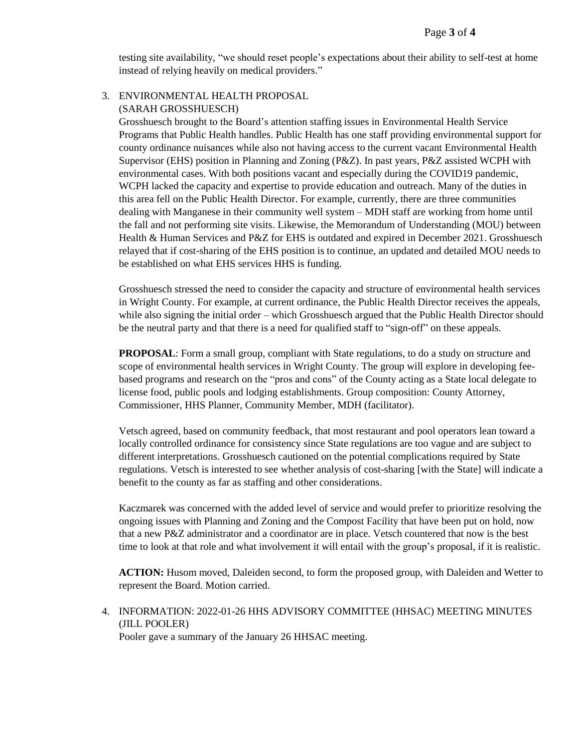testing site availability, "we should reset people's expectations about their ability to self-test at home instead of relying heavily on medical providers."

3. ENVIRONMENTAL HEALTH PROPOSAL
   (SARAH GROSSHUESCH)

   Grosshuesch brought to the Board's attention staffing issues in Environmental Health Service Programs that Public Health handles. Public Health has one staff providing environmental support for county ordinance nuisances while also not having access to the current vacant Environmental Health Supervisor (EHS) position in Planning and Zoning (P&Z). In past years, P&Z assisted WCPH with environmental cases. With both positions vacant and especially during the COVID19 pandemic, WCPH lacked the capacity and expertise to provide education and outreach. Many of the duties in this area fell on the Public Health Director. For example, currently, there are three communities dealing with Manganese in their community well system – MDH staff are working from home until the fall and not performing site visits. Likewise, the Memorandum of Understanding (MOU) between Health & Human Services and P&Z for EHS is outdated and expired in December 2021. Grosshuesch relayed that if cost-sharing of the EHS position is to continue, an updated and detailed MOU needs to be established on what EHS services HHS is funding.

   Grosshuesch stressed the need to consider the capacity and structure of environmental health services in Wright County. For example, at current ordinance, the Public Health Director receives the appeals, while also signing the initial order – which Grosshuesch argued that the Public Health Director should be the neutral party and that there is a need for qualified staff to "sign-off" on these appeals.

   **PROPOSAL**: Form a small group, compliant with State regulations, to do a study on structure and scope of environmental health services in Wright County. The group will explore in developing fee-based programs and research on the "pros and cons" of the County acting as a State local delegate to license food, public pools and lodging establishments. Group composition: County Attorney, Commissioner, HHS Planner, Community Member, MDH (facilitator).

   Vetsch agreed, based on community feedback, that most restaurant and pool operators lean toward a locally controlled ordinance for consistency since State regulations are too vague and are subject to different interpretations. Grosshuesch cautioned on the potential complications required by State regulations. Vetsch is interested to see whether analysis of cost-sharing [with the State] will indicate a benefit to the county as far as staffing and other considerations.

   Kaczmarek was concerned with the added level of service and would prefer to prioritize resolving the ongoing issues with Planning and Zoning and the Compost Facility that have been put on hold, now that a new P&Z administrator and a coordinator are in place. Vetsch countered that now is the best time to look at that role and what involvement it will entail with the group's proposal, if it is realistic.

   **ACTION:** Husom moved, Daleiden second, to form the proposed group, with Daleiden and Wetter to represent the Board. Motion carried.

4. INFORMATION: 2022-01-26 HHS ADVISORY COMMITTEE (HHSAC) MEETING MINUTES
   (JILL POOLER)

   Pooler gave a summary of the January 26 HHSAC meeting.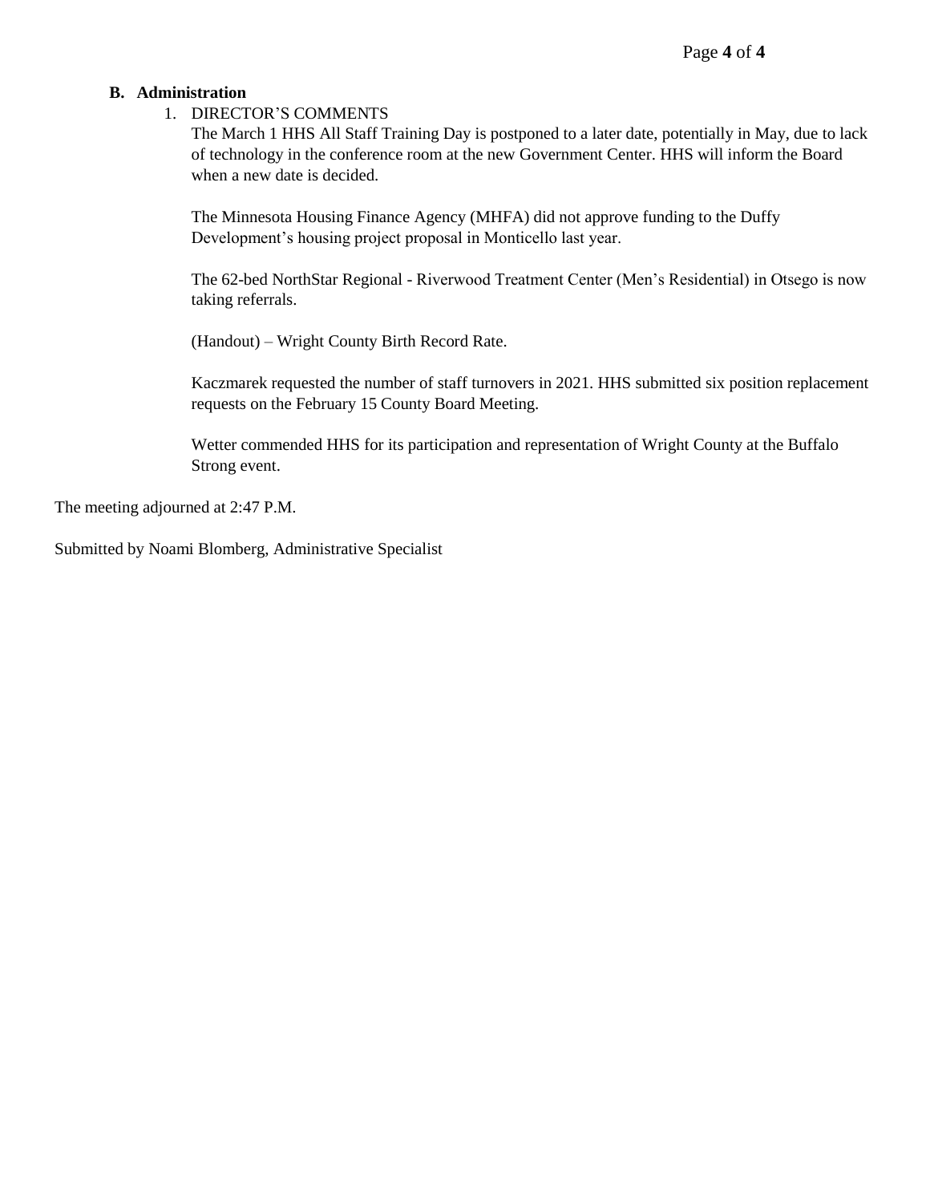**B. Administration**

1. DIRECTOR'S COMMENTS

   The March 1 HHS All Staff Training Day is postponed to a later date, potentially in May, due to lack of technology in the conference room at the new Government Center. HHS will inform the Board when a new date is decided.

   The Minnesota Housing Finance Agency (MHFA) did not approve funding to the Duffy Development's housing project proposal in Monticello last year.

   The 62-bed NorthStar Regional - Riverwood Treatment Center (Men's Residential) in Otsego is now taking referrals.

   (Handout) – Wright County Birth Record Rate.

   Kaczmarek requested the number of staff turnovers in 2021. HHS submitted six position replacement requests on the February 15 County Board Meeting.

   Wetter commended HHS for its participation and representation of Wright County at the Buffalo Strong event.

The meeting adjourned at 2:47 P.M.

Submitted by Noami Blomberg, Administrative Specialist